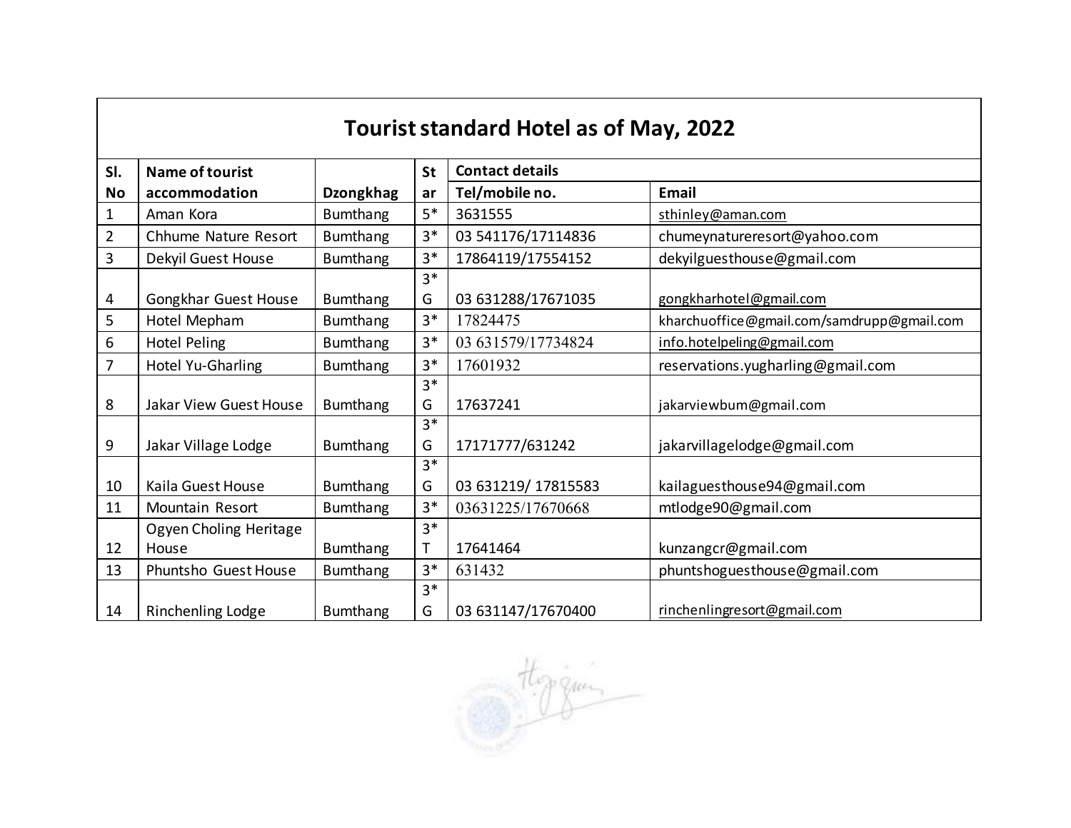| Tourist standard Hotel as of May, 2022 | | | | | |
|---|---|---|---|---|---|
| Sl. No | Name of tourist accommodation | Dzongkhag | Star | Contact details | |
| | | | | Tel/mobile no. | Email |
| 1 | Aman Kora | Bumthang | 5* | 3631555 | sthinley@aman.com |
| 2 | Chhume Nature Resort | Bumthang | 3* | 03 541176/17114836 | chumeynatureresort@yahoo.com |
| 3 | Dekyil Guest House | Bumthang | 3* | 17864119/17554152 | dekyilguesthouse@gmail.com |
| 4 | Gongkhar Guest House | Bumthang | 3* G | 03 631288/17671035 | gongkharhotel@gmail.com |
| 5 | Hotel Mepham | Bumthang | 3* | 17824475 | kharchuoffice@gmail.com/samdrupp@gmail.com |
| 6 | Hotel Peling | Bumthang | 3* | 03 631579/17734824 | info.hotelpeling@gmail.com |
| 7 | Hotel Yu-Gharling | Bumthang | 3* | 17601932 | reservations.yugharling@gmail.com |
| 8 | Jakar View Guest House | Bumthang | 3* G | 17637241 | jakarviewbum@gmail.com |
| 9 | Jakar Village Lodge | Bumthang | 3* G | 17171777/631242 | jakarvillagelodge@gmail.com |
| 10 | Kaila Guest House | Bumthang | 3* G | 03 631219/ 17815583 | kailaguesthouse94@gmail.com |
| 11 | Mountain Resort | Bumthang | 3* | 03631225/17670668 | mtlodge90@gmail.com |
| 12 | Ogyen Choling Heritage House | Bumthang | 3* T | 17641464 | kunzangcr@gmail.com |
| 13 | Phuntsho Guest House | Bumthang | 3* | 631432 | phuntshoguesthouse@gmail.com |
| 14 | Rinchenling Lodge | Bumthang | 3* G | 03 631147/17670400 | rinchenlingresort@gmail.com |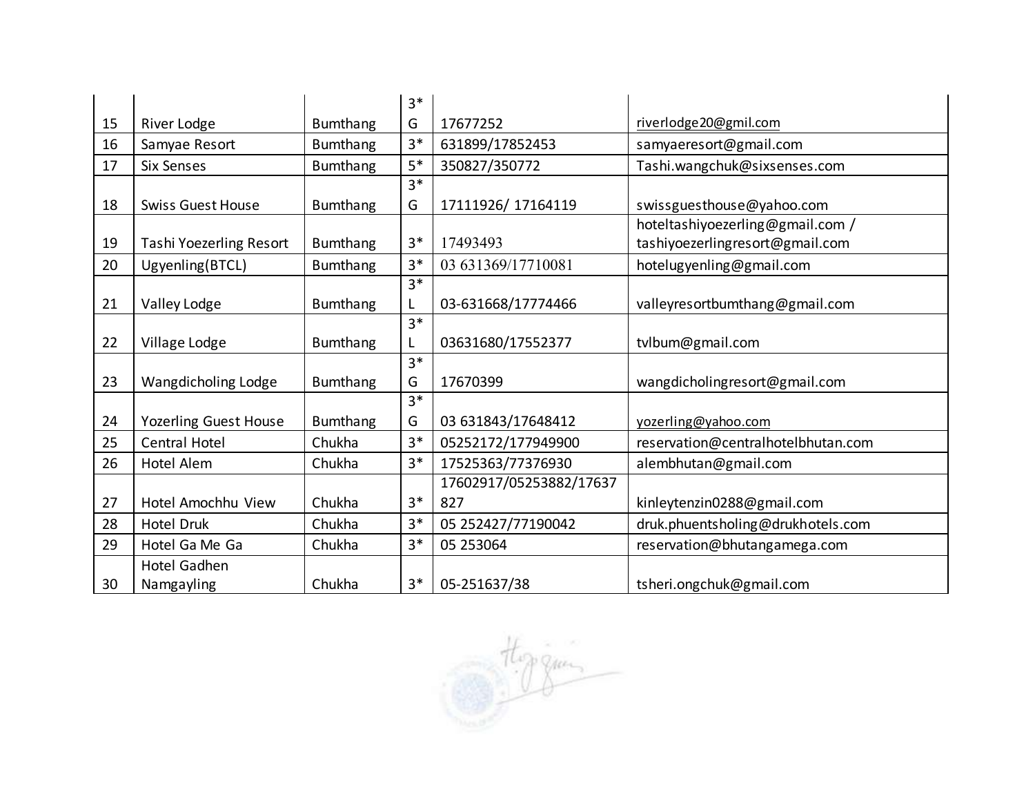| 15 | River Lodge | Bumthang | 3* G | 17677252 | riverlodge20@gmil.com |
|---|---|---|---|---|---|
| 16 | Samyae Resort | Bumthang | 3* | 631899/17852453 | samyaeresort@gmail.com |
| 17 | Six Senses | Bumthang | 5* | 350827/350772 | Tashi.wangchuk@sixsenses.com |
| 18 | Swiss Guest House | Bumthang | 3* G | 17111926/ 17164119 | swissguesthouse@yahoo.com |
| 19 | Tashi Yoezerling Resort | Bumthang | 3* | 17493493 | hoteltashiyoezerling@gmail.com / tashiyoezerlingresort@gmail.com |
| 20 | Ugyenling(BTCL) | Bumthang | 3* | 03 631369/17710081 | hotelugyenling@gmail.com |
| 21 | Valley Lodge | Bumthang | 3* L | 03-631668/17774466 | valleyresortbumthang@gmail.com |
| 22 | Village Lodge | Bumthang | 3* L | 03631680/17552377 | tvlbum@gmail.com |
| 23 | Wangdicholing Lodge | Bumthang | 3* G | 17670399 | wangdicholingresort@gmail.com |
| 24 | Yozerling Guest House | Bumthang | 3* G | 03 631843/17648412 | yozerling@yahoo.com |
| 25 | Central Hotel | Chukha | 3* | 05252172/177949900 | reservation@centralhotelbhutan.com |
| 26 | Hotel Alem | Chukha | 3* | 17525363/77376930 | alembhutan@gmail.com |
| 27 | Hotel Amochhu View | Chukha | 3* | 17602917/05253882/17637827 | kinleytenzin0288@gmail.com |
| 28 | Hotel Druk | Chukha | 3* | 05 252427/77190042 | druk.phuentsholing@drukhotels.com |
| 29 | Hotel Ga Me Ga | Chukha | 3* | 05 253064 | reservation@bhutangamega.com |
| 30 | Hotel Gadhen Namgayling | Chukha | 3* | 05-251637/38 | tsheri.ongchuk@gmail.com |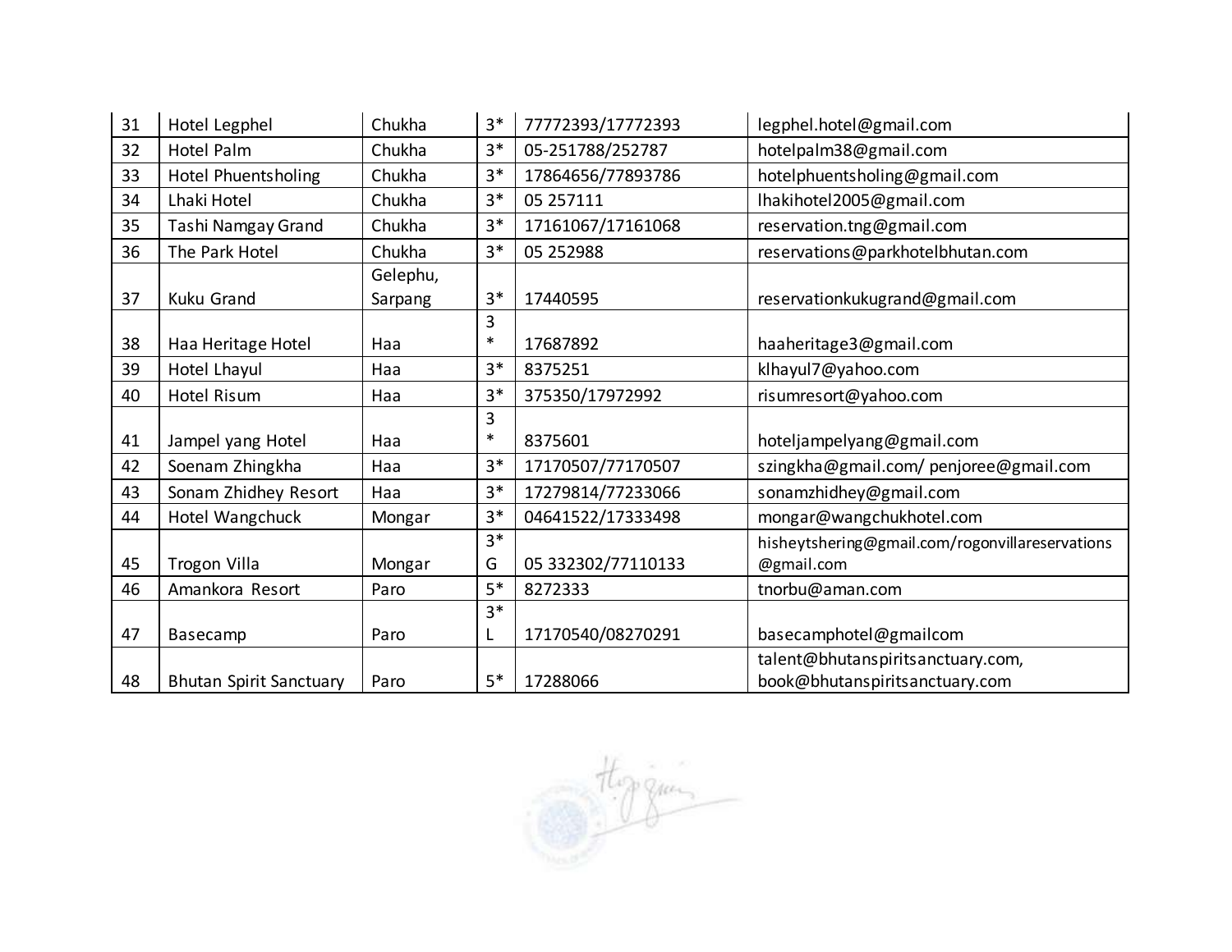| 31 | Hotel Legphel | Chukha | 3* | 77772393/17772393 | legphel.hotel@gmail.com |
|---|---|---|---|---|---|
| 32 | Hotel Palm | Chukha | 3* | 05-251788/252787 | hotelpalm38@gmail.com |
| 33 | Hotel Phuentsholing | Chukha | 3* | 17864656/77893786 | hotelphuentsholing@gmail.com |
| 34 | Lhaki Hotel | Chukha | 3* | 05 257111 | lhakihotel2005@gmail.com |
| 35 | Tashi Namgay Grand | Chukha | 3* | 17161067/17161068 | reservation.tng@gmail.com |
| 36 | The Park Hotel | Chukha | 3* | 05 252988 | reservations@parkhotelbhutan.com |
| 37 | Kuku Grand | Gelephu, Sarpang | 3* | 17440595 | reservationkukugrand@gmail.com |
| 38 | Haa Heritage Hotel | Haa | 3 * | 17687892 | haaheritage3@gmail.com |
| 39 | Hotel Lhayul | Haa | 3* | 8375251 | klhayul7@yahoo.com |
| 40 | Hotel Risum | Haa | 3* | 375350/17972992 | risumresort@yahoo.com |
| 41 | Jampel yang Hotel | Haa | 3 * | 8375601 | hoteljampelyang@gmail.com |
| 42 | Soenam Zhingkha | Haa | 3* | 17170507/77170507 | szingkha@gmail.com/ penjoree@gmail.com |
| 43 | Sonam Zhidhey Resort | Haa | 3* | 17279814/77233066 | sonamzhidhey@gmail.com |
| 44 | Hotel Wangchuck | Mongar | 3* | 04641522/17333498 | mongar@wangchukhotel.com |
| 45 | Trogon Villa | Mongar | 3* G | 05 332302/77110133 | hisheytshering@gmail.com/rogonvillareservations @gmail.com |
| 46 | Amankora Resort | Paro | 5* | 8272333 | tnorbu@aman.com |
| 47 | Basecamp | Paro | 3* L | 17170540/08270291 | basecamphotel@gmailcom |
| 48 | Bhutan Spirit Sanctuary | Paro | 5* | 17288066 | talent@bhutanspiritsanctuary.com, book@bhutanspiritsanctuary.com |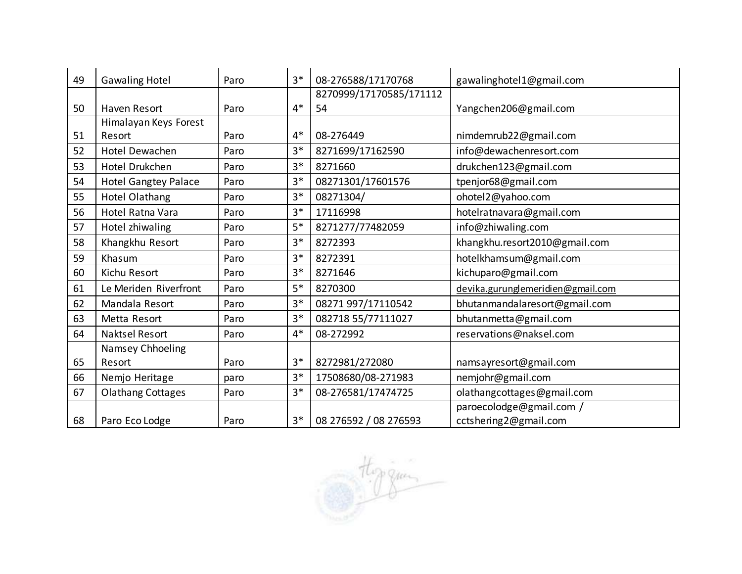| 49 | Gawaling Hotel | Paro | 3* | 08-276588/17170768 | gawalinghotel1@gmail.com |
|---|---|---|---|---|---|
| 50 | Haven Resort | Paro | 4* | 8270999/17170585/17111254 | Yangchen206@gmail.com |
| 51 | Himalayan Keys Forest Resort | Paro | 4* | 08-276449 | nimdemrub22@gmail.com |
| 52 | Hotel Dewachen | Paro | 3* | 8271699/17162590 | info@dewachenresort.com |
| 53 | Hotel Drukchen | Paro | 3* | 8271660 | drukchen123@gmail.com |
| 54 | Hotel Gangtey Palace | Paro | 3* | 08271301/17601576 | tpenjor68@gmail.com |
| 55 | Hotel Olathang | Paro | 3* | 08271304/ | ohotel2@yahoo.com |
| 56 | Hotel Ratna Vara | Paro | 3* | 17116998 | hotelratnavara@gmail.com |
| 57 | Hotel zhiwaling | Paro | 5* | 8271277/77482059 | info@zhiwaling.com |
| 58 | Khangkhu Resort | Paro | 3* | 8272393 | khangkhu.resort2010@gmail.com |
| 59 | Khasum | Paro | 3* | 8272391 | hotelkhamsum@gmail.com |
| 60 | Kichu Resort | Paro | 3* | 8271646 | kichuparo@gmail.com |
| 61 | Le Meriden Riverfront | Paro | 5* | 8270300 | devika.gurunglemeridien@gmail.com |
| 62 | Mandala Resort | Paro | 3* | 08271 997/17110542 | bhutanmandalaresort@gmail.com |
| 63 | Metta Resort | Paro | 3* | 082718 55/77111027 | bhutanmetta@gmail.com |
| 64 | Naktsel Resort | Paro | 4* | 08-272992 | reservations@naksel.com |
| 65 | Namsey Chhoeling Resort | Paro | 3* | 8272981/272080 | namsayresort@gmail.com |
| 66 | Nemjo Heritage | paro | 3* | 17508680/08-271983 | nemjohr@gmail.com |
| 67 | Olathang Cottages | Paro | 3* | 08-276581/17474725 | olathangcottages@gmail.com |
| 68 | Paro Eco Lodge | Paro | 3* | 08 276592 / 08 276593 | paroecolodge@gmail.com / cctshering2@gmail.com |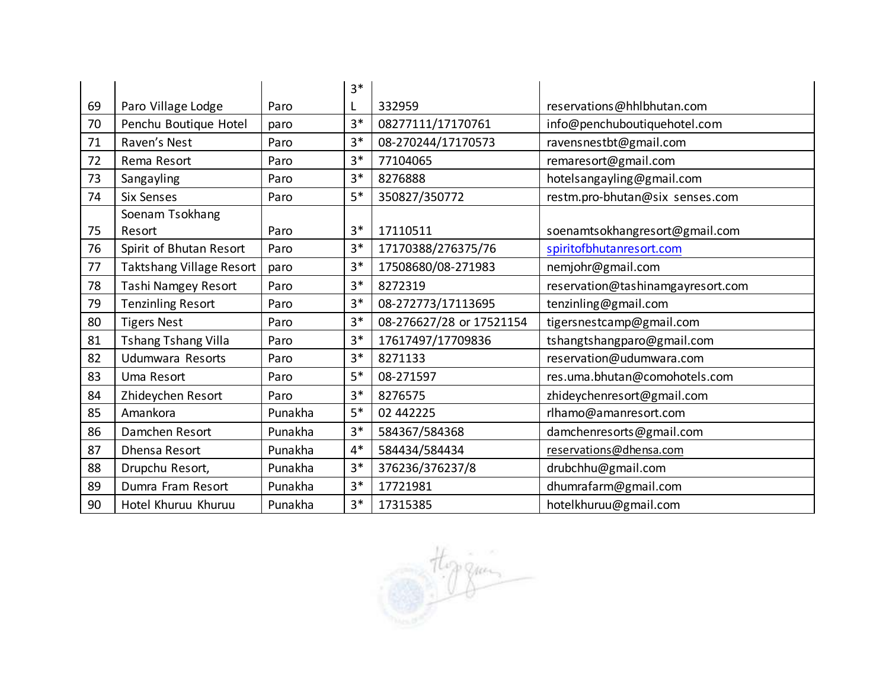| 69 | Paro Village Lodge | Paro | 3* L | 332959 | reservations@hhlbhutan.com |
|---|---|---|---|---|---|
| 70 | Penchu Boutique Hotel | paro | 3* | 08277111/17170761 | info@penchuboutiquehotel.com |
| 71 | Raven's Nest | Paro | 3* | 08-270244/17170573 | ravensnestbt@gmail.com |
| 72 | Rema Resort | Paro | 3* | 77104065 | remaresort@gmail.com |
| 73 | Sangayling | Paro | 3* | 8276888 | hotelsangayling@gmail.com |
| 74 | Six Senses | Paro | 5* | 350827/350772 | restm.pro-bhutan@six senses.com |
| 75 | Soenam Tsokhang Resort | Paro | 3* | 17110511 | soenamtsokhangresort@gmail.com |
| 76 | Spirit of Bhutan Resort | Paro | 3* | 17170388/276375/76 | spiritofbhutanresort.com |
| 77 | Taktshang Village Resort | paro | 3* | 17508680/08-271983 | nemjohr@gmail.com |
| 78 | Tashi Namgey Resort | Paro | 3* | 8272319 | reservation@tashinamgayresort.com |
| 79 | Tenzinling Resort | Paro | 3* | 08-272773/17113695 | tenzinling@gmail.com |
| 80 | Tigers Nest | Paro | 3* | 08-276627/28 or 17521154 | tigersnestcamp@gmail.com |
| 81 | Tshang Tshang Villa | Paro | 3* | 17617497/17709836 | tshangtshangparo@gmail.com |
| 82 | Udumwara Resorts | Paro | 3* | 8271133 | reservation@udumwara.com |
| 83 | Uma Resort | Paro | 5* | 08-271597 | res.uma.bhutan@comohotels.com |
| 84 | Zhideychen Resort | Paro | 3* | 8276575 | zhideychenresort@gmail.com |
| 85 | Amankora | Punakha | 5* | 02 442225 | rlhamo@amanresort.com |
| 86 | Damchen Resort | Punakha | 3* | 584367/584368 | damchenresorts@gmail.com |
| 87 | Dhensa Resort | Punakha | 4* | 584434/584434 | reservations@dhensa.com |
| 88 | Drupchu Resort, | Punakha | 3* | 376236/376237/8 | drubchhu@gmail.com |
| 89 | Dumra Fram Resort | Punakha | 3* | 17721981 | dhumrafarm@gmail.com |
| 90 | Hotel Khuruu Khuruu | Punakha | 3* | 17315385 | hotelkhuruu@gmail.com |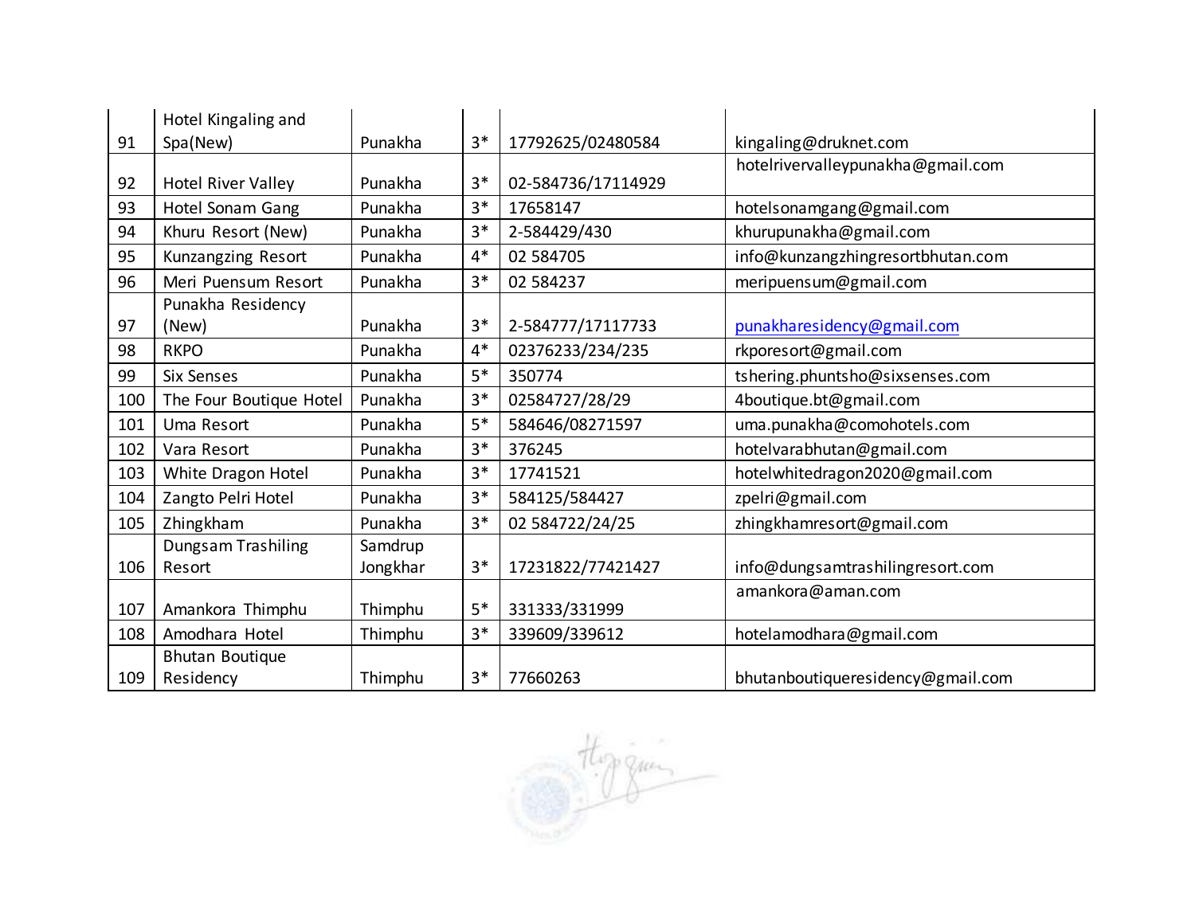| 91 | Hotel Kingaling and Spa(New) | Punakha | 3* | 17792625/02480584 | kingaling@druknet.com |
|---|---|---|---|---|---|
| 92 | Hotel River Valley | Punakha | 3* | 02-584736/17114929 | hotelrivervalleypunakha@gmail.com |
| 93 | Hotel Sonam Gang | Punakha | 3* | 17658147 | hotelsonamgang@gmail.com |
| 94 | Khuru Resort (New) | Punakha | 3* | 2-584429/430 | khurupunakha@gmail.com |
| 95 | Kunzangzing Resort | Punakha | 4* | 02 584705 | info@kunzangzhingresortbhutan.com |
| 96 | Meri Puensum Resort | Punakha | 3* | 02 584237 | meripuensum@gmail.com |
| 97 | Punakha Residency (New) | Punakha | 3* | 2-584777/17117733 | punakharesidency@gmail.com |
| 98 | RKPO | Punakha | 4* | 02376233/234/235 | rkporesort@gmail.com |
| 99 | Six Senses | Punakha | 5* | 350774 | tshering.phuntsho@sixsenses.com |
| 100 | The Four Boutique Hotel | Punakha | 3* | 02584727/28/29 | 4boutique.bt@gmail.com |
| 101 | Uma Resort | Punakha | 5* | 584646/08271597 | uma.punakha@comohotels.com |
| 102 | Vara Resort | Punakha | 3* | 376245 | hotelvarabhutan@gmail.com |
| 103 | White Dragon Hotel | Punakha | 3* | 17741521 | hotelwhitedragon2020@gmail.com |
| 104 | Zangto Pelri Hotel | Punakha | 3* | 584125/584427 | zpelri@gmail.com |
| 105 | Zhingkham | Punakha | 3* | 02 584722/24/25 | zhingkhamresort@gmail.com |
| 106 | Dungsam Trashiling Resort | Samdrup Jongkhar | 3* | 17231822/77421427 | info@dungsamtrashilingresort.com |
| 107 | Amankora Thimphu | Thimphu | 5* | 331333/331999 | amankora@aman.com |
| 108 | Amodhara Hotel | Thimphu | 3* | 339609/339612 | hotelamodhara@gmail.com |
| 109 | Bhutan Boutique Residency | Thimphu | 3* | 77660263 | bhutanboutiqueresidency@gmail.com |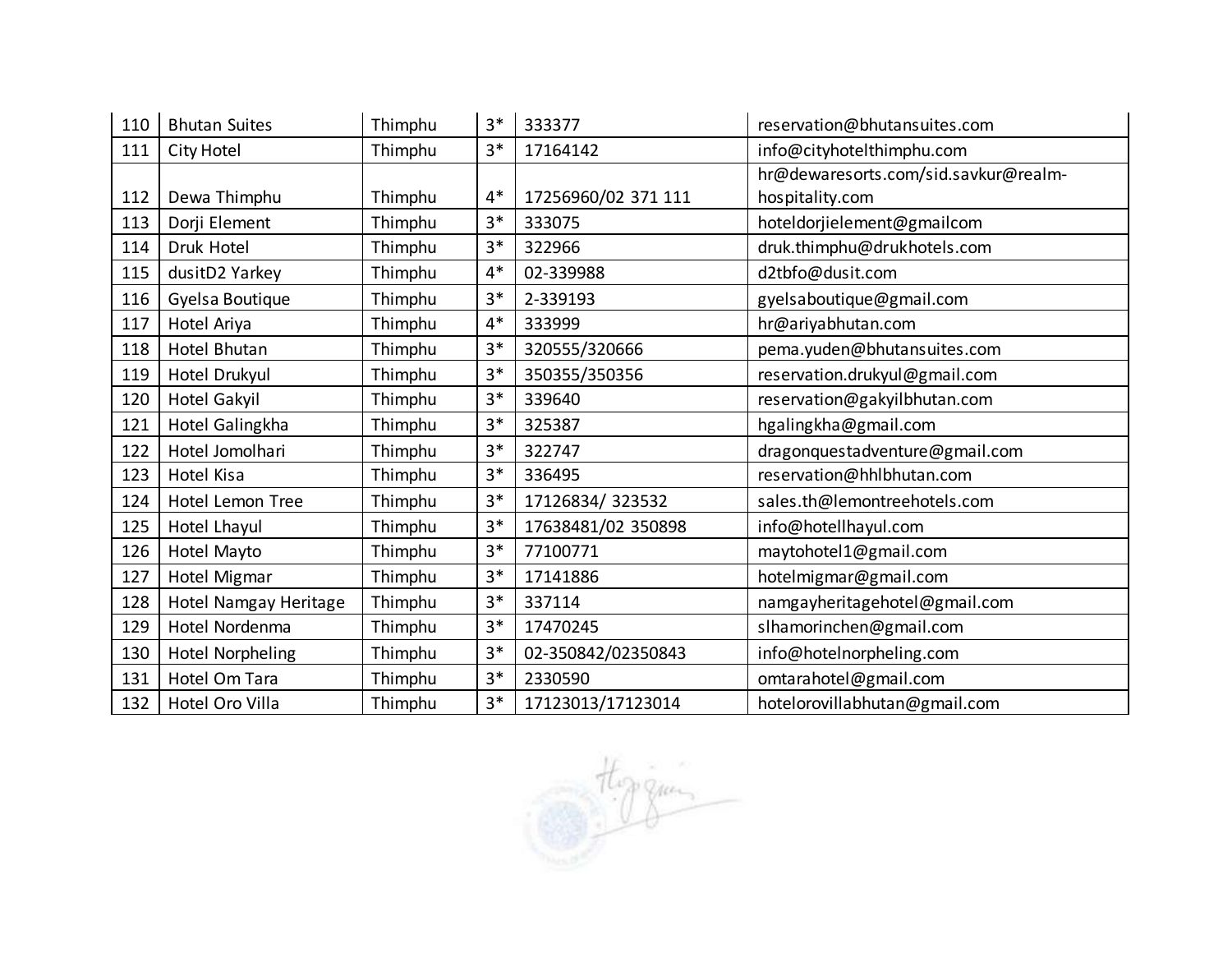| 110 | Bhutan Suites | Thimphu | 3* | 333377 | reservation@bhutansuites.com |
|---|---|---|---|---|---|
| 111 | City Hotel | Thimphu | 3* | 17164142 | info@cityhotelthimphu.com |
| 112 | Dewa Thimphu | Thimphu | 4* | 17256960/02 371 111 | hr@dewaresorts.com/sid.savkur@realm-hospitality.com |
| 113 | Dorji Element | Thimphu | 3* | 333075 | hoteldorjielement@gmailcom |
| 114 | Druk Hotel | Thimphu | 3* | 322966 | druk.thimphu@drukhotels.com |
| 115 | dusitD2 Yarkey | Thimphu | 4* | 02-339988 | d2tbfo@dusit.com |
| 116 | Gyelsa Boutique | Thimphu | 3* | 2-339193 | gyelsaboutique@gmail.com |
| 117 | Hotel Ariya | Thimphu | 4* | 333999 | hr@ariyabhutan.com |
| 118 | Hotel Bhutan | Thimphu | 3* | 320555/320666 | pema.yuden@bhutansuites.com |
| 119 | Hotel Drukyul | Thimphu | 3* | 350355/350356 | reservation.drukyul@gmail.com |
| 120 | Hotel Gakyil | Thimphu | 3* | 339640 | reservation@gakyilbhutan.com |
| 121 | Hotel Galingkha | Thimphu | 3* | 325387 | hgalingkha@gmail.com |
| 122 | Hotel Jomolhari | Thimphu | 3* | 322747 | dragonquestadventure@gmail.com |
| 123 | Hotel Kisa | Thimphu | 3* | 336495 | reservation@hhlbhutan.com |
| 124 | Hotel Lemon Tree | Thimphu | 3* | 17126834/ 323532 | sales.th@lemontreehotels.com |
| 125 | Hotel Lhayul | Thimphu | 3* | 17638481/02 350898 | info@hotellhayul.com |
| 126 | Hotel Mayto | Thimphu | 3* | 77100771 | maytohotel1@gmail.com |
| 127 | Hotel Migmar | Thimphu | 3* | 17141886 | hotelmigmar@gmail.com |
| 128 | Hotel Namgay Heritage | Thimphu | 3* | 337114 | namgayheritagehotel@gmail.com |
| 129 | Hotel Nordenma | Thimphu | 3* | 17470245 | slhamorinchen@gmail.com |
| 130 | Hotel Norpheling | Thimphu | 3* | 02-350842/02350843 | info@hotelnorpheling.com |
| 131 | Hotel Om Tara | Thimphu | 3* | 2330590 | omtarahotel@gmail.com |
| 132 | Hotel Oro Villa | Thimphu | 3* | 17123013/17123014 | hotelorovillabhutan@gmail.com |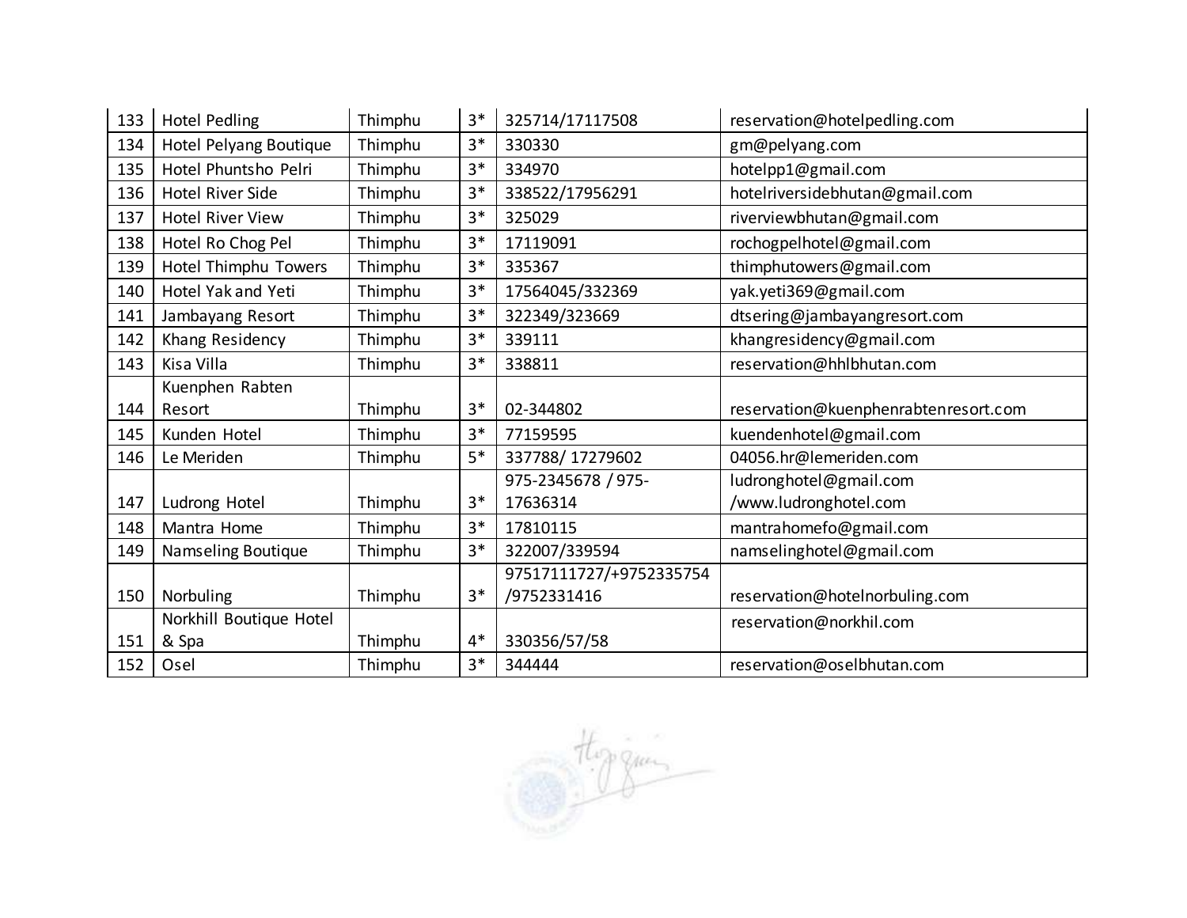| 133 | Hotel Pedling | Thimphu | 3* | 325714/17117508 | reservation@hotelpedling.com |
|---|---|---|---|---|---|
| 134 | Hotel Pelyang Boutique | Thimphu | 3* | 330330 | gm@pelyang.com |
| 135 | Hotel Phuntsho Pelri | Thimphu | 3* | 334970 | hotelpp1@gmail.com |
| 136 | Hotel River Side | Thimphu | 3* | 338522/17956291 | hotelriversidebhutan@gmail.com |
| 137 | Hotel River View | Thimphu | 3* | 325029 | riverviewbhutan@gmail.com |
| 138 | Hotel Ro Chog Pel | Thimphu | 3* | 17119091 | rochogpelhotel@gmail.com |
| 139 | Hotel Thimphu Towers | Thimphu | 3* | 335367 | thimphutowers@gmail.com |
| 140 | Hotel Yak and Yeti | Thimphu | 3* | 17564045/332369 | yak.yeti369@gmail.com |
| 141 | Jambayang Resort | Thimphu | 3* | 322349/323669 | dtsering@jambayangresort.com |
| 142 | Khang Residency | Thimphu | 3* | 339111 | khangresidency@gmail.com |
| 143 | Kisa Villa | Thimphu | 3* | 338811 | reservation@hhlbhutan.com |
| 144 | Kuenphen Rabten Resort | Thimphu | 3* | 02-344802 | reservation@kuenphenrabtenresort.com |
| 145 | Kunden Hotel | Thimphu | 3* | 77159595 | kuendenhotel@gmail.com |
| 146 | Le Meriden | Thimphu | 5* | 337788/ 17279602 | 04056.hr@lemeriden.com |
| 147 | Ludrong Hotel | Thimphu | 3* | 975-2345678 / 975-17636314 | ludronghotel@gmail.com /www.ludronghotel.com |
| 148 | Mantra Home | Thimphu | 3* | 17810115 | mantrahomefo@gmail.com |
| 149 | Namseling Boutique | Thimphu | 3* | 322007/339594 | namselinghotel@gmail.com |
| 150 | Norbuling | Thimphu | 3* | 97517111727/+9752335754 /9752331416 | reservation@hotelnorbuling.com |
| 151 | Norkhill Boutique Hotel & Spa | Thimphu | 4* | 330356/57/58 | reservation@norkhil.com |
| 152 | Osel | Thimphu | 3* | 344444 | reservation@oselbhutan.com |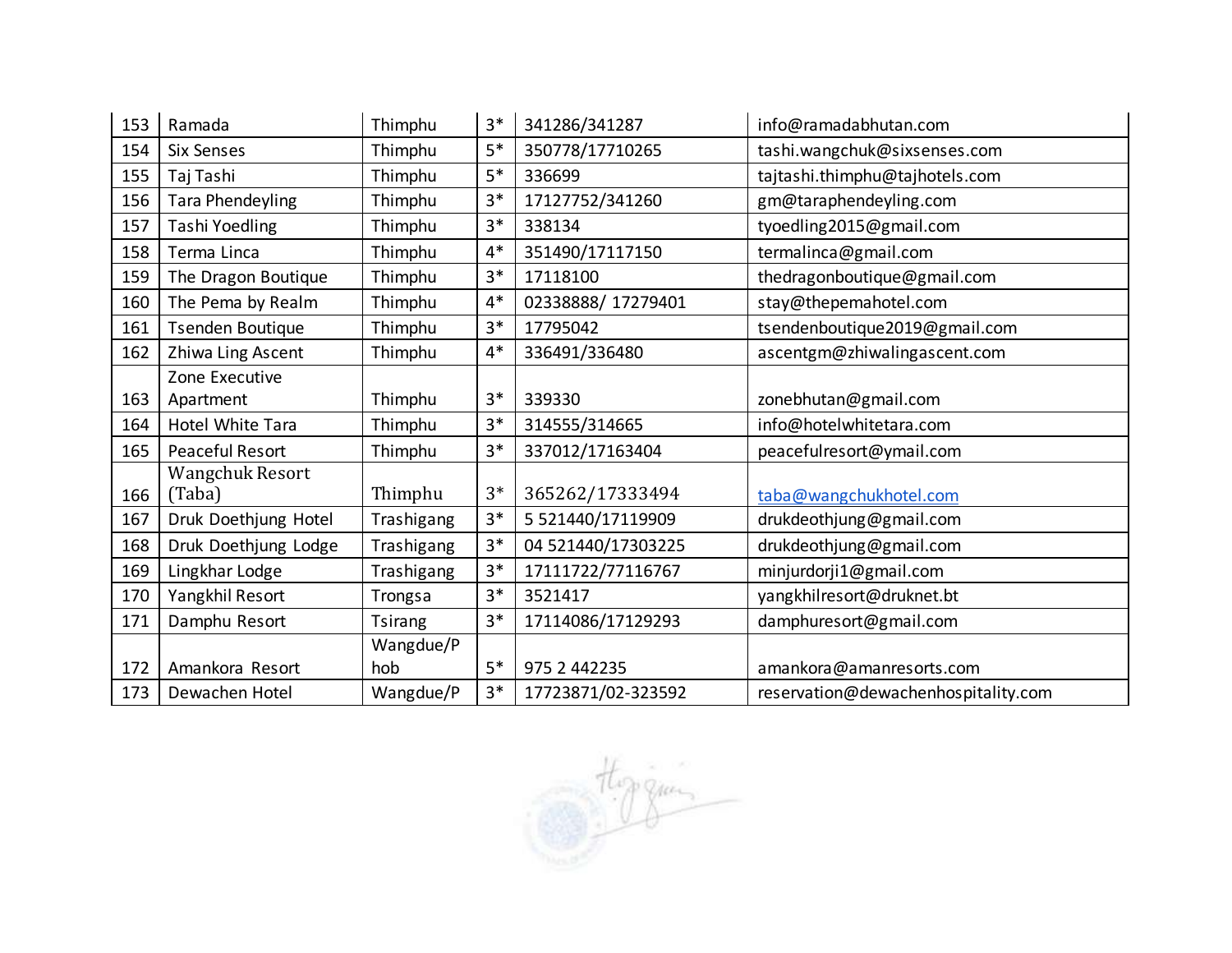| 153 | Ramada | Thimphu | 3* | 341286/341287 | info@ramadabhutan.com |
|---|---|---|---|---|---|
| 154 | Six Senses | Thimphu | 5* | 350778/17710265 | tashi.wangchuk@sixsenses.com |
| 155 | Taj Tashi | Thimphu | 5* | 336699 | tajtashi.thimphu@tajhotels.com |
| 156 | Tara Phendeyling | Thimphu | 3* | 17127752/341260 | gm@taraphendeyling.com |
| 157 | Tashi Yoedling | Thimphu | 3* | 338134 | tyoedling2015@gmail.com |
| 158 | Terma Linca | Thimphu | 4* | 351490/17117150 | termalinca@gmail.com |
| 159 | The Dragon Boutique | Thimphu | 3* | 17118100 | thedragonboutique@gmail.com |
| 160 | The Pema by Realm | Thimphu | 4* | 02338888/ 17279401 | stay@thepemahotel.com |
| 161 | Tsenden Boutique | Thimphu | 3* | 17795042 | tsendenboutique2019@gmail.com |
| 162 | Zhiwa Ling Ascent | Thimphu | 4* | 336491/336480 | ascentgm@zhiwalingascent.com |
| 163 | Zone Executive Apartment | Thimphu | 3* | 339330 | zonebhutan@gmail.com |
| 164 | Hotel White Tara | Thimphu | 3* | 314555/314665 | info@hotelwhitetara.com |
| 165 | Peaceful Resort | Thimphu | 3* | 337012/17163404 | peacefulresort@ymail.com |
| 166 | Wangchuk Resort (Taba) | Thimphu | 3* | 365262/17333494 | taba@wangchukhotel.com |
| 167 | Druk Doethjung Hotel | Trashigang | 3* | 5 521440/17119909 | drukdeothjung@gmail.com |
| 168 | Druk Doethjung Lodge | Trashigang | 3* | 04 521440/17303225 | drukdeothjung@gmail.com |
| 169 | Lingkhar Lodge | Trashigang | 3* | 17111722/77116767 | minjurdorji1@gmail.com |
| 170 | Yangkhil Resort | Trongsa | 3* | 3521417 | yangkhilresort@druknet.bt |
| 171 | Damphu Resort | Tsirang | 3* | 17114086/17129293 | damphuresort@gmail.com |
| 172 | Amankora Resort | Wangdue/Phob | 5* | 975 2 442235 | amankora@amanresorts.com |
| 173 | Dewachen Hotel | Wangdue/P | 3* | 17723871/02-323592 | reservation@dewachenhospitality.com |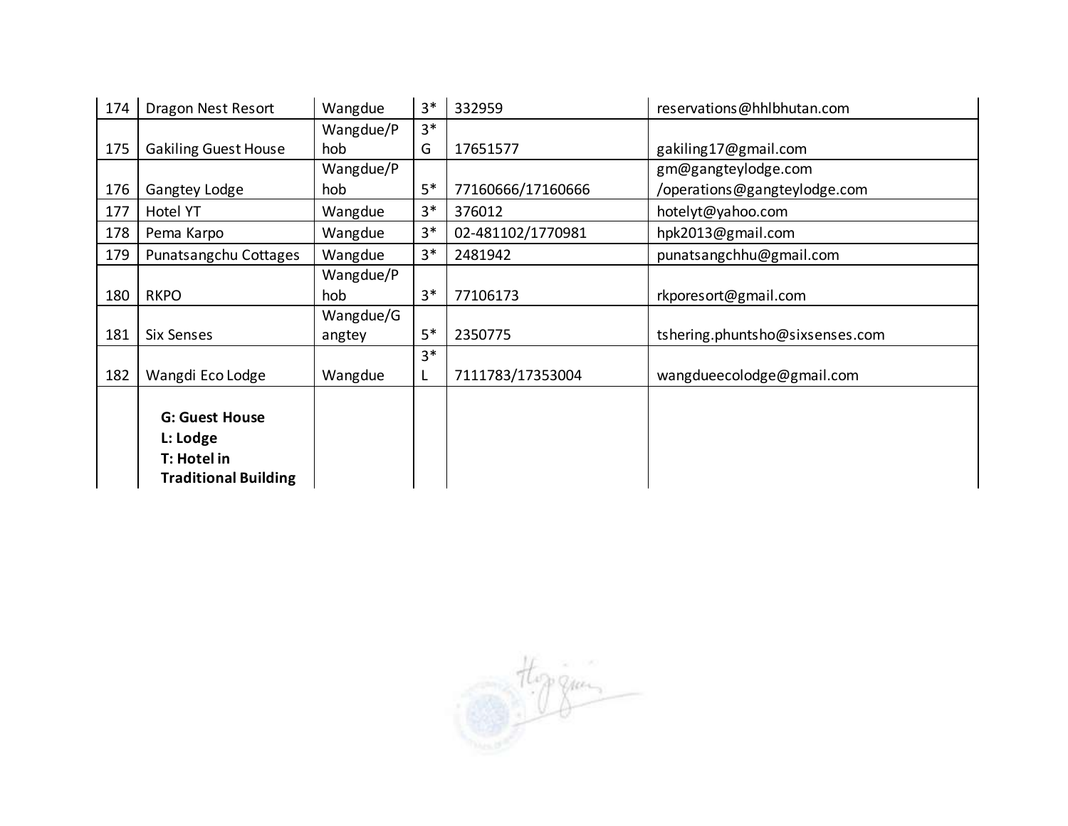| | | | | | |
|---|---|---|---|---|---|
| 174 | Dragon Nest Resort | Wangdue | 3* | 332959 | reservations@hhlbhutan.com |
| 175 | Gakiling Guest House | Wangdue/Phob | 3* G | 17651577 | gakiling17@gmail.com |
| 176 | Gangtey Lodge | Wangdue/Phob | 5* | 77160666/17160666 | gm@gangteylodge.com /operations@gangteylodge.com |
| 177 | Hotel YT | Wangdue | 3* | 376012 | hotelyt@yahoo.com |
| 178 | Pema Karpo | Wangdue | 3* | 02-481102/1770981 | hpk2013@gmail.com |
| 179 | Punatsangchu Cottages | Wangdue | 3* | 2481942 | punatsangchhu@gmail.com |
| 180 | RKPO | Wangdue/Phob | 3* | 77106173 | rkporesort@gmail.com |
| 181 | Six Senses | Wangdue/Gangtey | 5* | 2350775 | tshering.phuntsho@sixsenses.com |
| 182 | Wangdi Eco Lodge | Wangdue | 3* L | 7111783/17353004 | wangdueecolodge@gmail.com |
| | **G: Guest House**<br>**L: Lodge**<br>**T: Hotel in Traditional Building** | | | | |